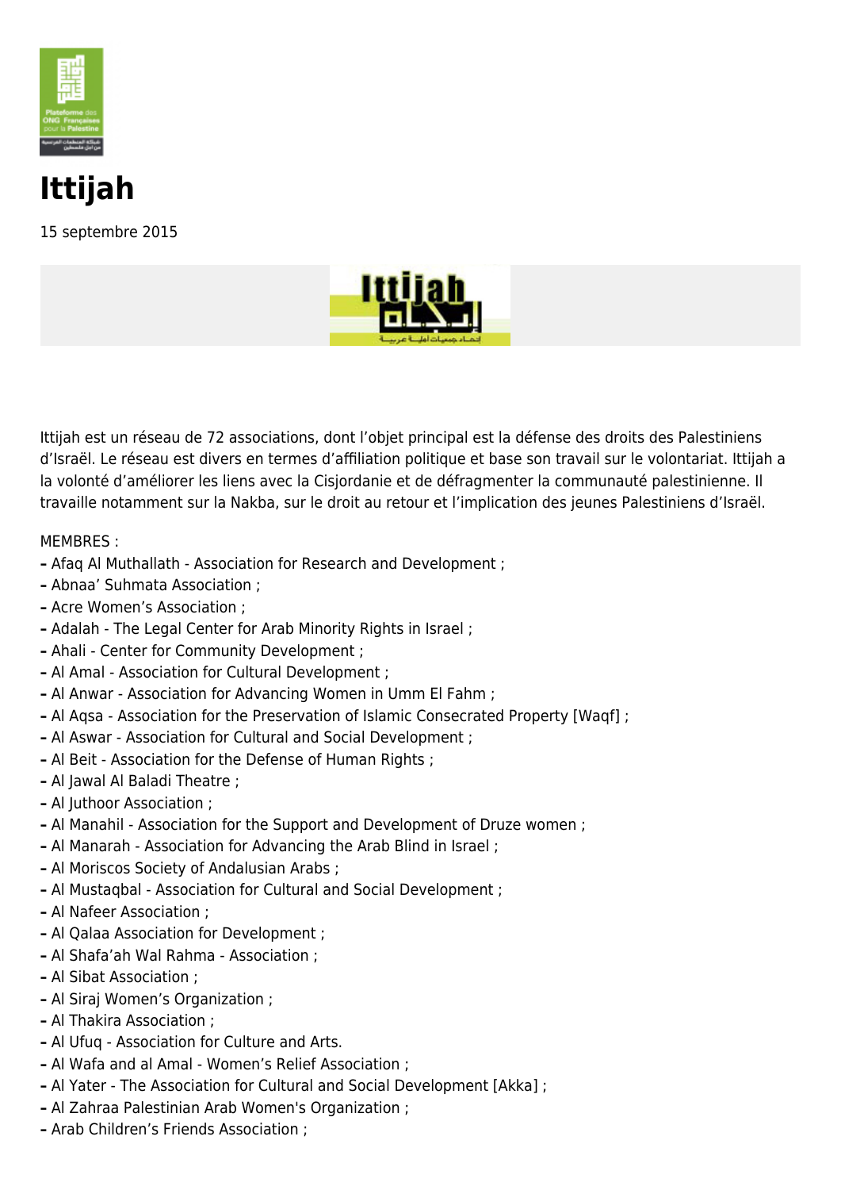# Ittijah

15 septembre 2015

Ittijah est un réseau de 72 associations, dont l'objet principal est la défense des droits des Palestiniens d'Israël. Le réseau est divers en termes d'affiliation politique et base son travail sur le volontariat. Ittijah a la volonté d'améliorer les liens avec la Cisjordanie et de défragmenter la communauté palestinienne. Il travaille notamment sur la Nakba, sur le droit au retour et l'implication des jeunes Palestiniens d'Israël.

MEMBRES :

- Afaq Al Muthallath - Association for Research and Development ;
- Abnaa' Suhmata Association ;
- Acre Women's Association ;
- Adalah - The Legal Center for Arab Minority Rights in Israel ;
- Ahali - Center for Community Development ;
- Al Amal - Association for Cultural Development ;
- Al Anwar - Association for Advancing Women in Umm El Fahm ;
- Al Aqsa - Association for the Preservation of Islamic Consecrated Property [Waqf] ;
- Al Aswar - Association for Cultural and Social Development ;
- Al Beit - Association for the Defense of Human Rights ;
- Al Jawal Al Baladi Theatre ;
- Al Juthoor Association ;
- Al Manahil - Association for the Support and Development of Druze women ;
- Al Manarah - Association for Advancing the Arab Blind in Israel ;
- Al Moriscos Society of Andalusian Arabs ;
- Al Mustaqbal - Association for Cultural and Social Development ;
- Al Nafeer Association ;
- Al Qalaa Association for Development ;
- Al Shafa'ah Wal Rahma - Association ;
- Al Sibat Association ;
- Al Siraj Women's Organization ;
- Al Thakira Association ;
- Al Ufuq - Association for Culture and Arts.
- Al Wafa and al Amal - Women's Relief Association ;
- Al Yater - The Association for Cultural and Social Development [Akka] ;
- Al Zahraa Palestinian Arab Women's Organization ;
- Arab Children's Friends Association ;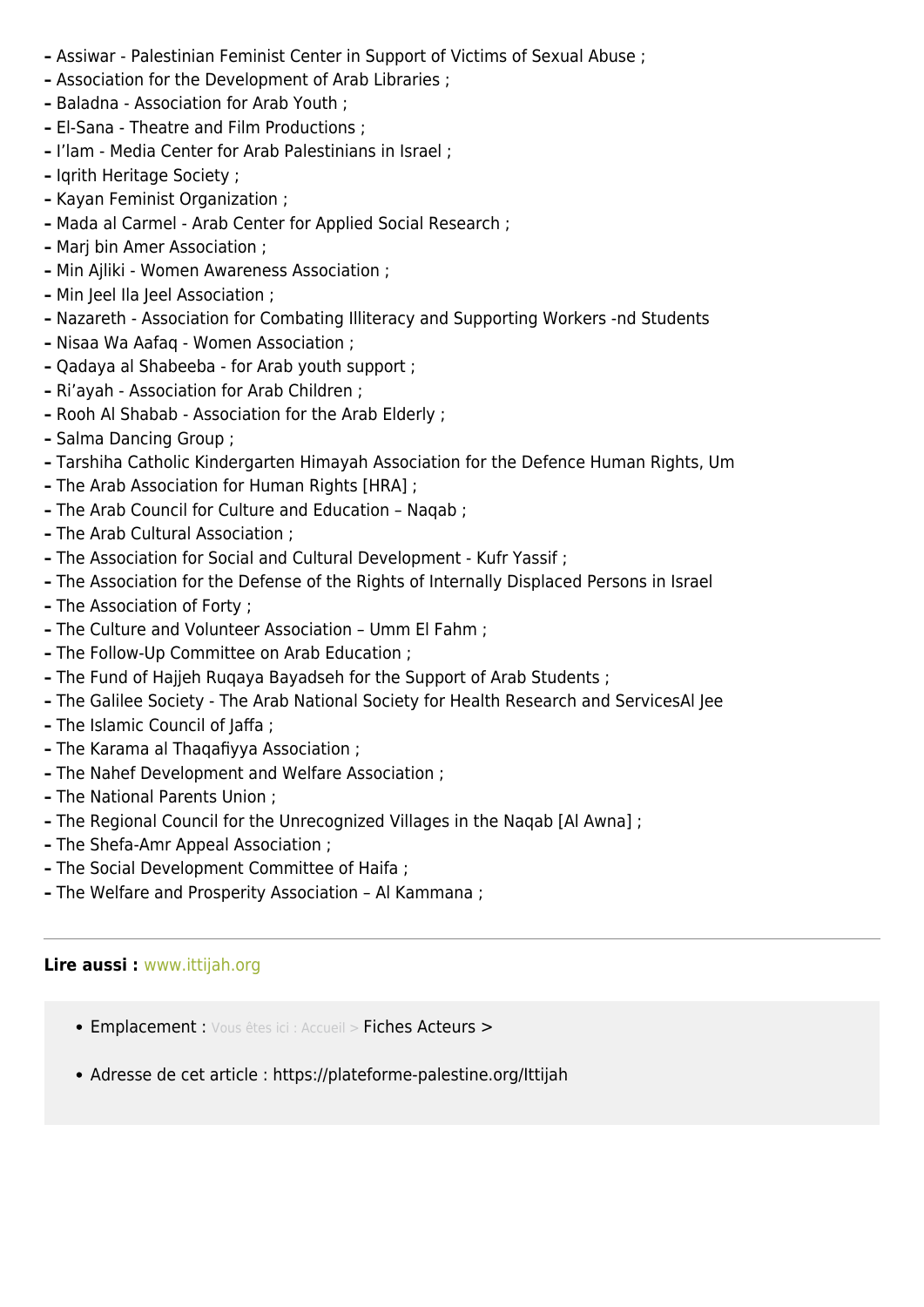- Assiwar - Palestinian Feminist Center in Support of Victims of Sexual Abuse ;
- Association for the Development of Arab Libraries ;
- Baladna - Association for Arab Youth ;
- El-Sana - Theatre and Film Productions ;
- I'lam - Media Center for Arab Palestinians in Israel ;
- Iqrith Heritage Society ;
- Kayan Feminist Organization ;
- Mada al Carmel - Arab Center for Applied Social Research ;
- Marj bin Amer Association ;
- Min Ajliki - Women Awareness Association ;
- Min Jeel Ila Jeel Association ;
- Nazareth - Association for Combating Illiteracy and Supporting Workers -nd Students
- Nisaa Wa Aafaq - Women Association ;
- Qadaya al Shabeeba - for Arab youth support ;
- Ri'ayah - Association for Arab Children ;
- Rooh Al Shabab - Association for the Arab Elderly ;
- Salma Dancing Group ;
- Tarshiha Catholic Kindergarten Himayah Association for the Defence Human Rights, Um
- The Arab Association for Human Rights [HRA] ;
- The Arab Council for Culture and Education – Naqab ;
- The Arab Cultural Association ;
- The Association for Social and Cultural Development - Kufr Yassif ;
- The Association for the Defense of the Rights of Internally Displaced Persons in Israel
- The Association of Forty ;
- The Culture and Volunteer Association – Umm El Fahm ;
- The Follow-Up Committee on Arab Education ;
- The Fund of Hajjeh Ruqaya Bayadseh for the Support of Arab Students ;
- The Galilee Society - The Arab National Society for Health Research and ServicesAl Jee
- The Islamic Council of Jaffa ;
- The Karama al Thaqafiyya Association ;
- The Nahef Development and Welfare Association ;
- The National Parents Union ;
- The Regional Council for the Unrecognized Villages in the Naqab [Al Awna] ;
- The Shefa-Amr Appeal Association ;
- The Social Development Committee of Haifa ;
- The Welfare and Prosperity Association – Al Kammana ;

---

**Lire aussi :** www.ittijah.org

- Emplacement : Vous êtes ici : Accueil > Fiches Acteurs >
- Adresse de cet article : https://plateforme-palestine.org/Ittijah